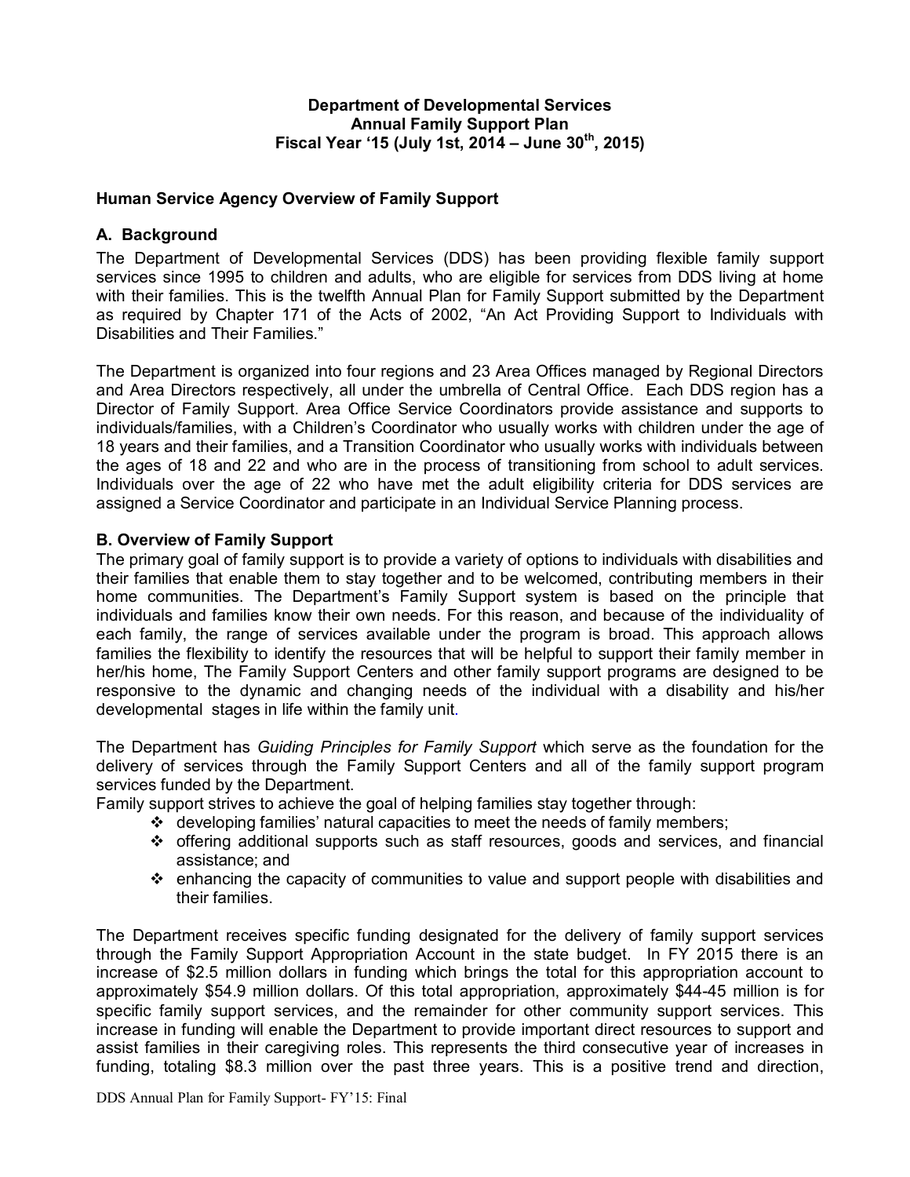# Department of Developmental Services
## Annual Family Support Plan
## Fiscal Year '15 (July 1st, 2014 – June 30th, 2015)

### Human Service Agency Overview of Family Support

### A. Background

The Department of Developmental Services (DDS) has been providing flexible family support services since 1995 to children and adults, who are eligible for services from DDS living at home with their families. This is the twelfth Annual Plan for Family Support submitted by the Department as required by Chapter 171 of the Acts of 2002, "An Act Providing Support to Individuals with Disabilities and Their Families."

The Department is organized into four regions and 23 Area Offices managed by Regional Directors and Area Directors respectively, all under the umbrella of Central Office. Each DDS region has a Director of Family Support. Area Office Service Coordinators provide assistance and supports to individuals/families, with a Children's Coordinator who usually works with children under the age of 18 years and their families, and a Transition Coordinator who usually works with individuals between the ages of 18 and 22 and who are in the process of transitioning from school to adult services. Individuals over the age of 22 who have met the adult eligibility criteria for DDS services are assigned a Service Coordinator and participate in an Individual Service Planning process.

### B. Overview of Family Support

The primary goal of family support is to provide a variety of options to individuals with disabilities and their families that enable them to stay together and to be welcomed, contributing members in their home communities. The Department's Family Support system is based on the principle that individuals and families know their own needs. For this reason, and because of the individuality of each family, the range of services available under the program is broad. This approach allows families the flexibility to identify the resources that will be helpful to support their family member in her/his home, The Family Support Centers and other family support programs are designed to be responsive to the dynamic and changing needs of the individual with a disability and his/her developmental stages in life within the family unit.

The Department has *Guiding Principles for Family Support* which serve as the foundation for the delivery of services through the Family Support Centers and all of the family support program services funded by the Department.

Family support strives to achieve the goal of helping families stay together through:

- developing families' natural capacities to meet the needs of family members;
- offering additional supports such as staff resources, goods and services, and financial assistance; and
- enhancing the capacity of communities to value and support people with disabilities and their families.

The Department receives specific funding designated for the delivery of family support services through the Family Support Appropriation Account in the state budget. In FY 2015 there is an increase of $2.5 million dollars in funding which brings the total for this appropriation account to approximately $54.9 million dollars. Of this total appropriation, approximately $44-45 million is for specific family support services, and the remainder for other community support services. This increase in funding will enable the Department to provide important direct resources to support and assist families in their caregiving roles. This represents the third consecutive year of increases in funding, totaling $8.3 million over the past three years. This is a positive trend and direction,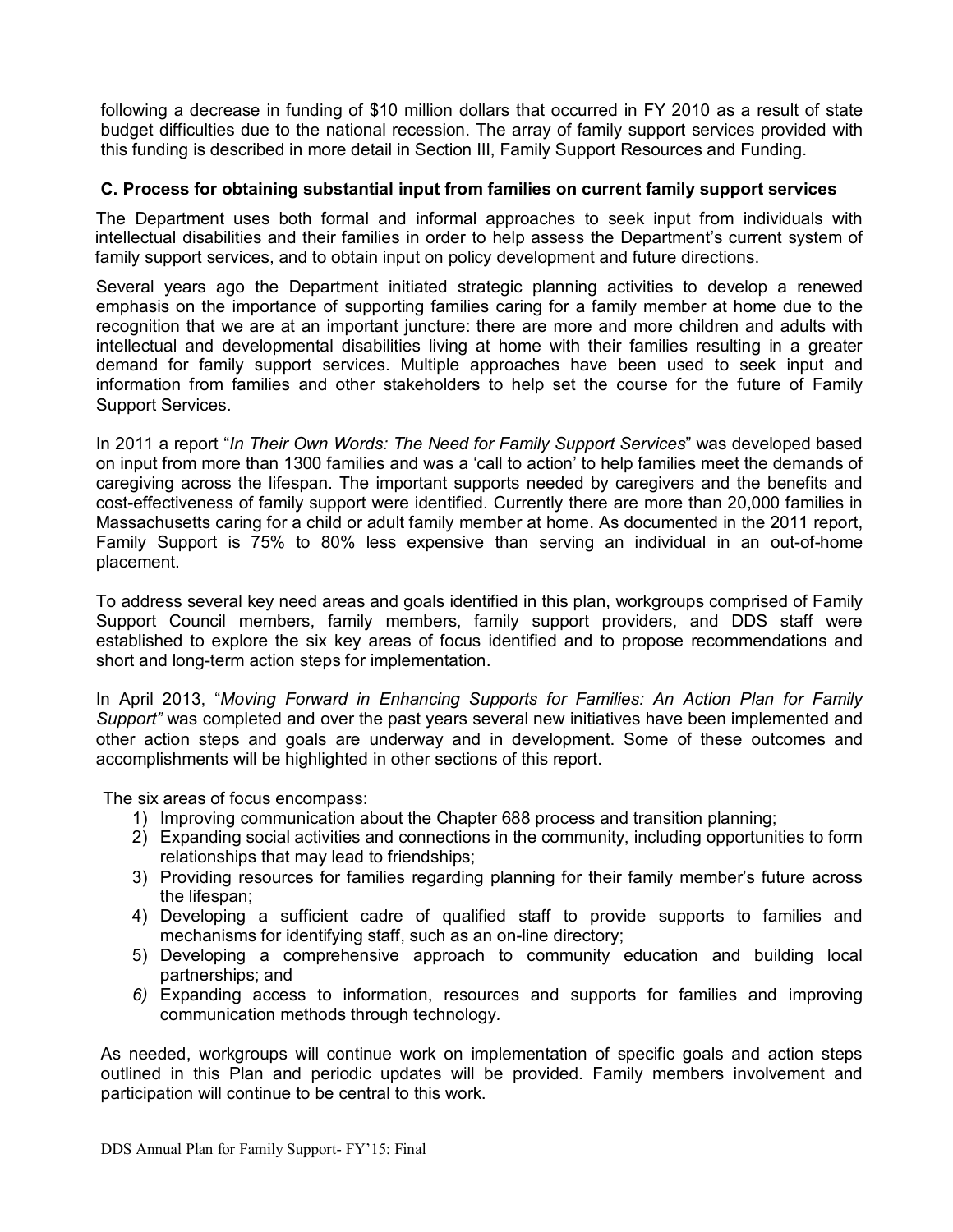following a decrease in funding of $10 million dollars that occurred in FY 2010 as a result of state budget difficulties due to the national recession. The array of family support services provided with this funding is described in more detail in Section III, Family Support Resources and Funding.

### C. Process for obtaining substantial input from families on current family support services

The Department uses both formal and informal approaches to seek input from individuals with intellectual disabilities and their families in order to help assess the Department's current system of family support services, and to obtain input on policy development and future directions.

Several years ago the Department initiated strategic planning activities to develop a renewed emphasis on the importance of supporting families caring for a family member at home due to the recognition that we are at an important juncture: there are more and more children and adults with intellectual and developmental disabilities living at home with their families resulting in a greater demand for family support services. Multiple approaches have been used to seek input and information from families and other stakeholders to help set the course for the future of Family Support Services.

In 2011 a report "*In Their Own Words: The Need for Family Support Services*" was developed based on input from more than 1300 families and was a 'call to action' to help families meet the demands of caregiving across the lifespan. The important supports needed by caregivers and the benefits and cost-effectiveness of family support were identified. Currently there are more than 20,000 families in Massachusetts caring for a child or adult family member at home. As documented in the 2011 report, Family Support is 75% to 80% less expensive than serving an individual in an out-of-home placement.

To address several key need areas and goals identified in this plan, workgroups comprised of Family Support Council members, family members, family support providers, and DDS staff were established to explore the six key areas of focus identified and to propose recommendations and short and long-term action steps for implementation.

In April 2013, "*Moving Forward in Enhancing Supports for Families: An Action Plan for Family Support"* was completed and over the past years several new initiatives have been implemented and other action steps and goals are underway and in development. Some of these outcomes and accomplishments will be highlighted in other sections of this report.

The six areas of focus encompass:

1) Improving communication about the Chapter 688 process and transition planning;
2) Expanding social activities and connections in the community, including opportunities to form relationships that may lead to friendships;
3) Providing resources for families regarding planning for their family member's future across the lifespan;
4) Developing a sufficient cadre of qualified staff to provide supports to families and mechanisms for identifying staff, such as an on-line directory;
5) Developing a comprehensive approach to community education and building local partnerships; and
6) Expanding access to information, resources and supports for families and improving communication methods through technology.

As needed, workgroups will continue work on implementation of specific goals and action steps outlined in this Plan and periodic updates will be provided. Family members involvement and participation will continue to be central to this work.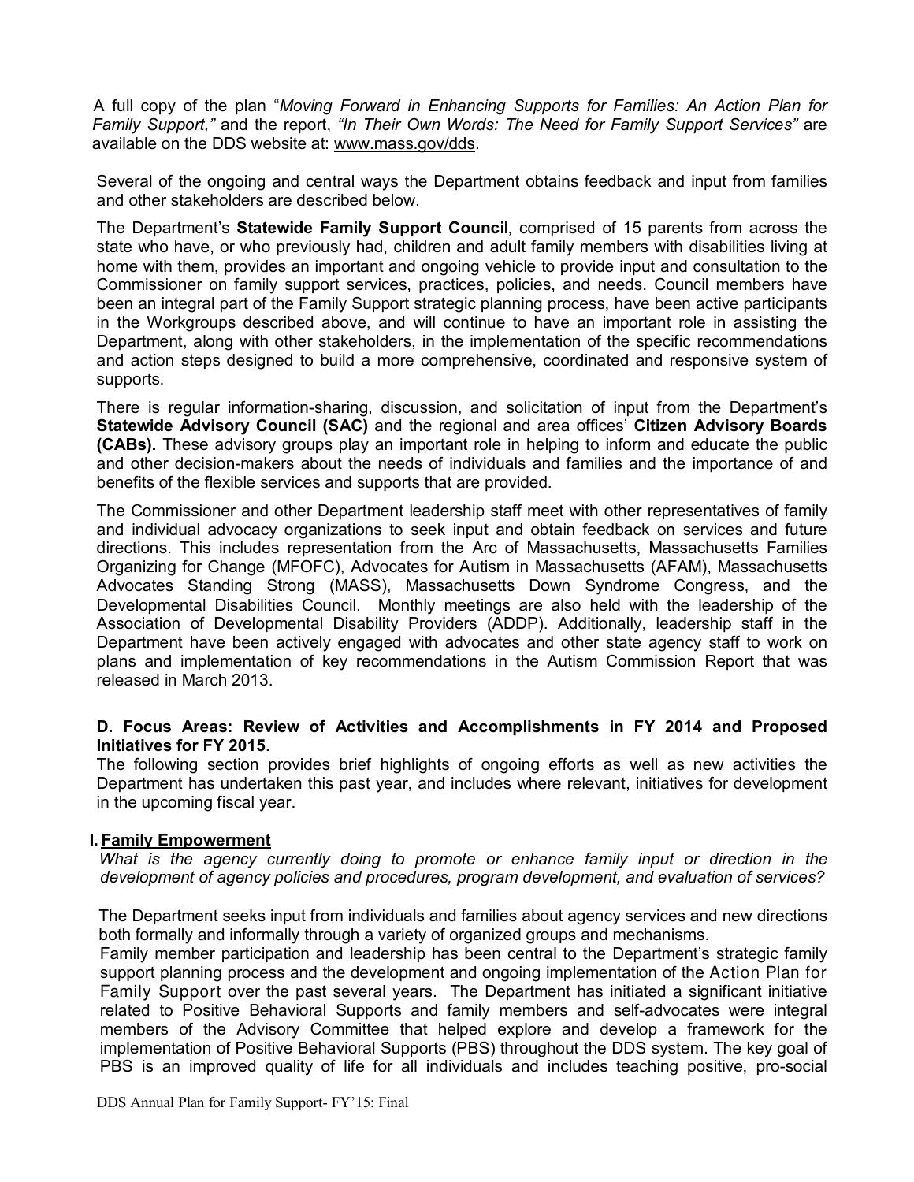A full copy of the plan "*Moving Forward in Enhancing Supports for Families: An Action Plan for Family Support,"* and the report, *"In Their Own Words: The Need for Family Support Services"* are available on the DDS website at: www.mass.gov/dds.

Several of the ongoing and central ways the Department obtains feedback and input from families and other stakeholders are described below.

The Department's **Statewide Family Support Council**, comprised of 15 parents from across the state who have, or who previously had, children and adult family members with disabilities living at home with them, provides an important and ongoing vehicle to provide input and consultation to the Commissioner on family support services, practices, policies, and needs. Council members have been an integral part of the Family Support strategic planning process, have been active participants in the Workgroups described above, and will continue to have an important role in assisting the Department, along with other stakeholders, in the implementation of the specific recommendations and action steps designed to build a more comprehensive, coordinated and responsive system of supports.

There is regular information-sharing, discussion, and solicitation of input from the Department's **Statewide Advisory Council (SAC)** and the regional and area offices' **Citizen Advisory Boards (CABs).** These advisory groups play an important role in helping to inform and educate the public and other decision-makers about the needs of individuals and families and the importance of and benefits of the flexible services and supports that are provided.

The Commissioner and other Department leadership staff meet with other representatives of family and individual advocacy organizations to seek input and obtain feedback on services and future directions. This includes representation from the Arc of Massachusetts, Massachusetts Families Organizing for Change (MFOFC), Advocates for Autism in Massachusetts (AFAM), Massachusetts Advocates Standing Strong (MASS), Massachusetts Down Syndrome Congress, and the Developmental Disabilities Council. Monthly meetings are also held with the leadership of the Association of Developmental Disability Providers (ADDP). Additionally, leadership staff in the Department have been actively engaged with advocates and other state agency staff to work on plans and implementation of key recommendations in the Autism Commission Report that was released in March 2013.

### D. Focus Areas: Review of Activities and Accomplishments in FY 2014 and Proposed Initiatives for FY 2015.

The following section provides brief highlights of ongoing efforts as well as new activities the Department has undertaken this past year, and includes where relevant, initiatives for development in the upcoming fiscal year.

#### I. Family Empowerment

*What is the agency currently doing to promote or enhance family input or direction in the development of agency policies and procedures, program development, and evaluation of services?*

The Department seeks input from individuals and families about agency services and new directions both formally and informally through a variety of organized groups and mechanisms.

Family member participation and leadership has been central to the Department's strategic family support planning process and the development and ongoing implementation of the Action Plan for Family Support over the past several years. The Department has initiated a significant initiative related to Positive Behavioral Supports and family members and self-advocates were integral members of the Advisory Committee that helped explore and develop a framework for the implementation of Positive Behavioral Supports (PBS) throughout the DDS system. The key goal of PBS is an improved quality of life for all individuals and includes teaching positive, pro-social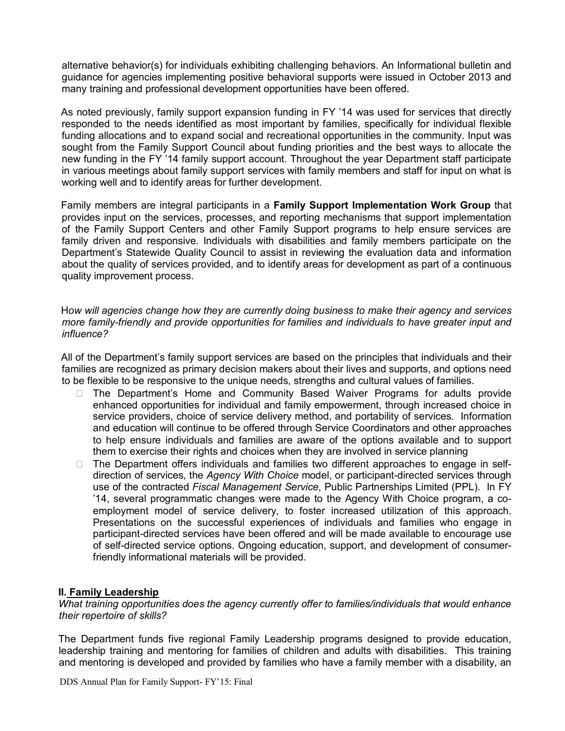alternative behavior(s) for individuals exhibiting challenging behaviors. An Informational bulletin and guidance for agencies implementing positive behavioral supports were issued in October 2013 and many training and professional development opportunities have been offered.

As noted previously, family support expansion funding in FY '14 was used for services that directly responded to the needs identified as most important by families, specifically for individual flexible funding allocations and to expand social and recreational opportunities in the community. Input was sought from the Family Support Council about funding priorities and the best ways to allocate the new funding in the FY '14 family support account. Throughout the year Department staff participate in various meetings about family support services with family members and staff for input on what is working well and to identify areas for further development.

Family members are integral participants in a **Family Support Implementation Work Group** that provides input on the services, processes, and reporting mechanisms that support implementation of the Family Support Centers and other Family Support programs to help ensure services are family driven and responsive. Individuals with disabilities and family members participate on the Department's Statewide Quality Council to assist in reviewing the evaluation data and information about the quality of services provided, and to identify areas for development as part of a continuous quality improvement process.

H*ow will agencies change how they are currently doing business to make their agency and services more family-friendly and provide opportunities for families and individuals to have greater input and influence?*

All of the Department's family support services are based on the principles that individuals and their families are recognized as primary decision makers about their lives and supports, and options need to be flexible to be responsive to the unique needs, strengths and cultural values of families.

- The Department's Home and Community Based Waiver Programs for adults provide enhanced opportunities for individual and family empowerment, through increased choice in service providers, choice of service delivery method, and portability of services. Information and education will continue to be offered through Service Coordinators and other approaches to help ensure individuals and families are aware of the options available and to support them to exercise their rights and choices when they are involved in service planning
- The Department offers individuals and families two different approaches to engage in self-direction of services, the *Agency With Choice* model, or participant-directed services through use of the contracted *Fiscal Management Service*, Public Partnerships Limited (PPL). In FY '14, several programmatic changes were made to the Agency With Choice program, a co-employment model of service delivery, to foster increased utilization of this approach. Presentations on the successful experiences of individuals and families who engage in participant-directed services have been offered and will be made available to encourage use of self-directed service options. Ongoing education, support, and development of consumer-friendly informational materials will be provided.

## II. Family Leadership

*What training opportunities does the agency currently offer to families/individuals that would enhance their repertoire of skills?*

The Department funds five regional Family Leadership programs designed to provide education, leadership training and mentoring for families of children and adults with disabilities. This training and mentoring is developed and provided by families who have a family member with a disability, an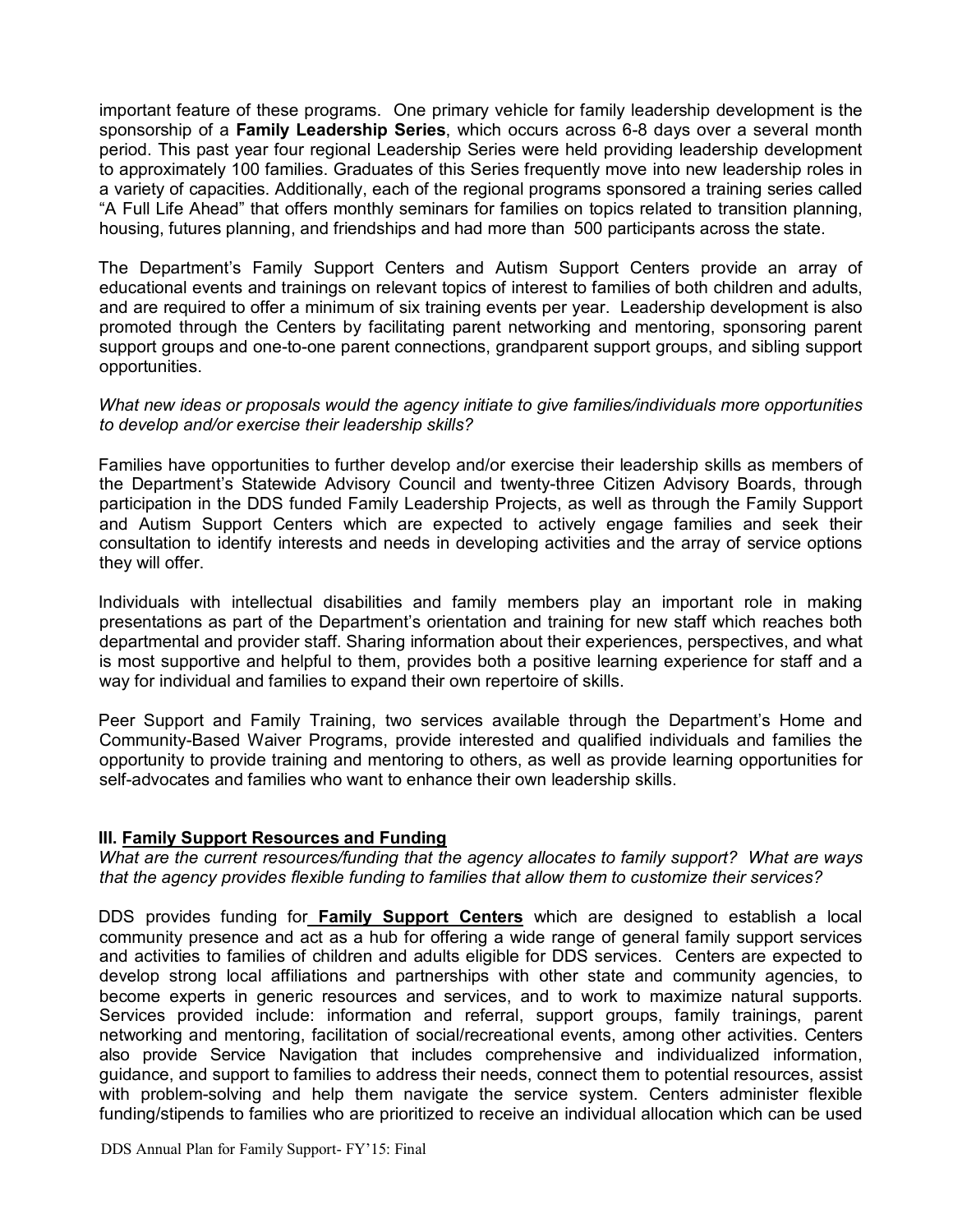important feature of these programs. One primary vehicle for family leadership development is the sponsorship of a **Family Leadership Series**, which occurs across 6-8 days over a several month period. This past year four regional Leadership Series were held providing leadership development to approximately 100 families. Graduates of this Series frequently move into new leadership roles in a variety of capacities. Additionally, each of the regional programs sponsored a training series called "A Full Life Ahead" that offers monthly seminars for families on topics related to transition planning, housing, futures planning, and friendships and had more than 500 participants across the state.

The Department's Family Support Centers and Autism Support Centers provide an array of educational events and trainings on relevant topics of interest to families of both children and adults, and are required to offer a minimum of six training events per year. Leadership development is also promoted through the Centers by facilitating parent networking and mentoring, sponsoring parent support groups and one-to-one parent connections, grandparent support groups, and sibling support opportunities.

*What new ideas or proposals would the agency initiate to give families/individuals more opportunities to develop and/or exercise their leadership skills?*

Families have opportunities to further develop and/or exercise their leadership skills as members of the Department's Statewide Advisory Council and twenty-three Citizen Advisory Boards, through participation in the DDS funded Family Leadership Projects, as well as through the Family Support and Autism Support Centers which are expected to actively engage families and seek their consultation to identify interests and needs in developing activities and the array of service options they will offer.

Individuals with intellectual disabilities and family members play an important role in making presentations as part of the Department's orientation and training for new staff which reaches both departmental and provider staff. Sharing information about their experiences, perspectives, and what is most supportive and helpful to them, provides both a positive learning experience for staff and a way for individual and families to expand their own repertoire of skills.

Peer Support and Family Training, two services available through the Department's Home and Community-Based Waiver Programs, provide interested and qualified individuals and families the opportunity to provide training and mentoring to others, as well as provide learning opportunities for self-advocates and families who want to enhance their own leadership skills.

### III. Family Support Resources and Funding

*What are the current resources/funding that the agency allocates to family support? What are ways that the agency provides flexible funding to families that allow them to customize their services?*

DDS provides funding for **Family Support Centers** which are designed to establish a local community presence and act as a hub for offering a wide range of general family support services and activities to families of children and adults eligible for DDS services. Centers are expected to develop strong local affiliations and partnerships with other state and community agencies, to become experts in generic resources and services, and to work to maximize natural supports. Services provided include: information and referral, support groups, family trainings, parent networking and mentoring, facilitation of social/recreational events, among other activities. Centers also provide Service Navigation that includes comprehensive and individualized information, guidance, and support to families to address their needs, connect them to potential resources, assist with problem-solving and help them navigate the service system. Centers administer flexible funding/stipends to families who are prioritized to receive an individual allocation which can be used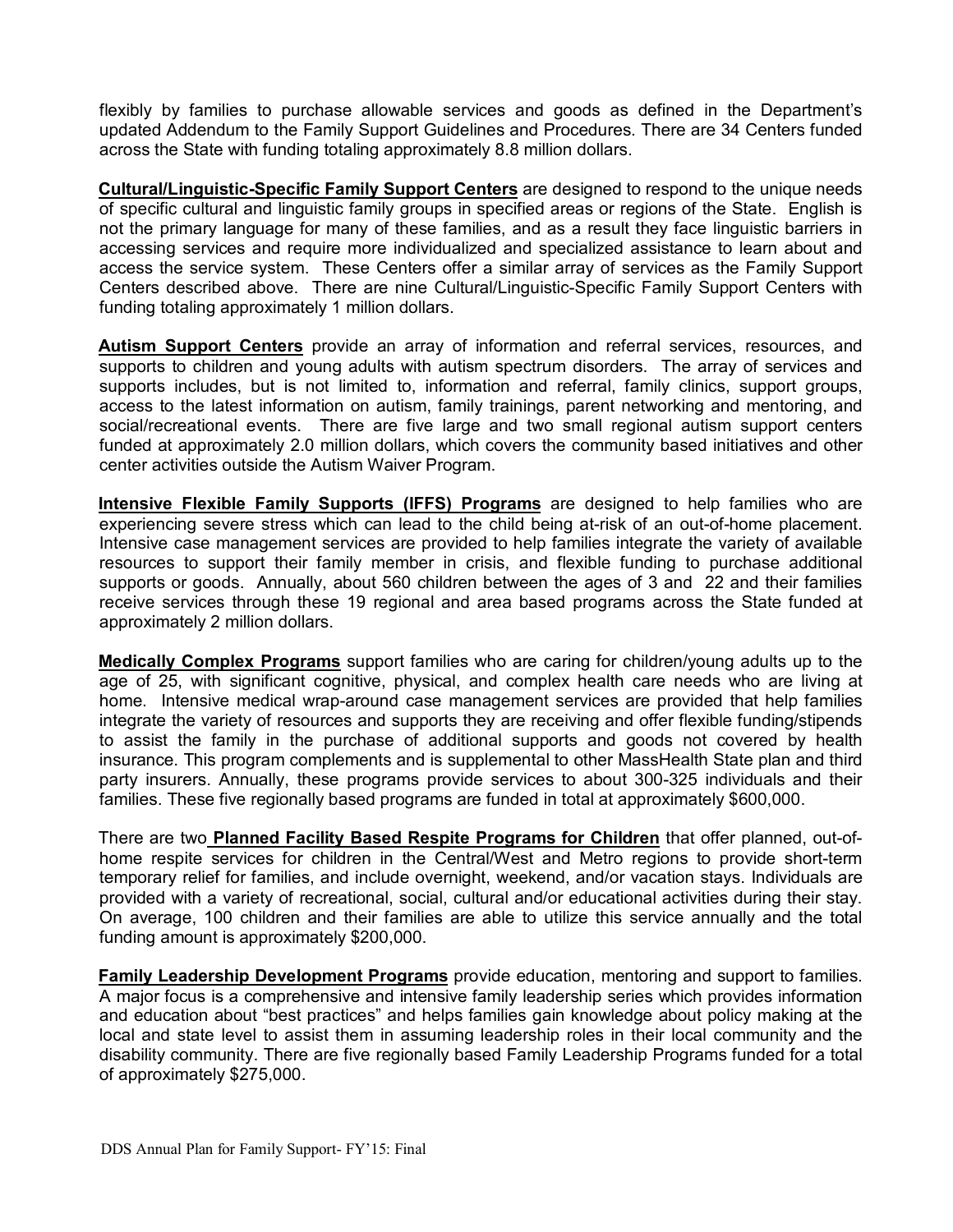flexibly by families to purchase allowable services and goods as defined in the Department's updated Addendum to the Family Support Guidelines and Procedures. There are 34 Centers funded across the State with funding totaling approximately 8.8 million dollars.

**Cultural/Linguistic-Specific Family Support Centers** are designed to respond to the unique needs of specific cultural and linguistic family groups in specified areas or regions of the State. English is not the primary language for many of these families, and as a result they face linguistic barriers in accessing services and require more individualized and specialized assistance to learn about and access the service system. These Centers offer a similar array of services as the Family Support Centers described above. There are nine Cultural/Linguistic-Specific Family Support Centers with funding totaling approximately 1 million dollars.

**Autism Support Centers** provide an array of information and referral services, resources, and supports to children and young adults with autism spectrum disorders. The array of services and supports includes, but is not limited to, information and referral, family clinics, support groups, access to the latest information on autism, family trainings, parent networking and mentoring, and social/recreational events. There are five large and two small regional autism support centers funded at approximately 2.0 million dollars, which covers the community based initiatives and other center activities outside the Autism Waiver Program.

**Intensive Flexible Family Supports (IFFS) Programs** are designed to help families who are experiencing severe stress which can lead to the child being at-risk of an out-of-home placement. Intensive case management services are provided to help families integrate the variety of available resources to support their family member in crisis, and flexible funding to purchase additional supports or goods. Annually, about 560 children between the ages of 3 and 22 and their families receive services through these 19 regional and area based programs across the State funded at approximately 2 million dollars.

**Medically Complex Programs** support families who are caring for children/young adults up to the age of 25, with significant cognitive, physical, and complex health care needs who are living at home. Intensive medical wrap-around case management services are provided that help families integrate the variety of resources and supports they are receiving and offer flexible funding/stipends to assist the family in the purchase of additional supports and goods not covered by health insurance. This program complements and is supplemental to other MassHealth State plan and third party insurers. Annually, these programs provide services to about 300-325 individuals and their families. These five regionally based programs are funded in total at approximately $600,000.

There are two **Planned Facility Based Respite Programs for Children** that offer planned, out-of-home respite services for children in the Central/West and Metro regions to provide short-term temporary relief for families, and include overnight, weekend, and/or vacation stays. Individuals are provided with a variety of recreational, social, cultural and/or educational activities during their stay. On average, 100 children and their families are able to utilize this service annually and the total funding amount is approximately $200,000.

**Family Leadership Development Programs** provide education, mentoring and support to families. A major focus is a comprehensive and intensive family leadership series which provides information and education about "best practices" and helps families gain knowledge about policy making at the local and state level to assist them in assuming leadership roles in their local community and the disability community. There are five regionally based Family Leadership Programs funded for a total of approximately $275,000.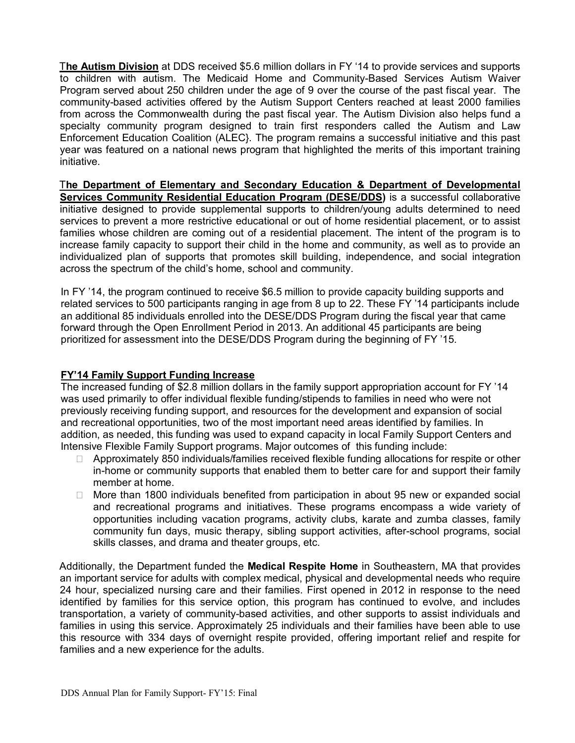**The Autism Division** at DDS received $5.6 million dollars in FY '14 to provide services and supports to children with autism. The Medicaid Home and Community-Based Services Autism Waiver Program served about 250 children under the age of 9 over the course of the past fiscal year. The community-based activities offered by the Autism Support Centers reached at least 2000 families from across the Commonwealth during the past fiscal year. The Autism Division also helps fund a specialty community program designed to train first responders called the Autism and Law Enforcement Education Coalition (ALEC}. The program remains a successful initiative and this past year was featured on a national news program that highlighted the merits of this important training initiative.

**The Department of Elementary and Secondary Education & Department of Developmental Services Community Residential Education Program (DESE/DDS)** is a successful collaborative initiative designed to provide supplemental supports to children/young adults determined to need services to prevent a more restrictive educational or out of home residential placement, or to assist families whose children are coming out of a residential placement. The intent of the program is to increase family capacity to support their child in the home and community, as well as to provide an individualized plan of supports that promotes skill building, independence, and social integration across the spectrum of the child's home, school and community.

In FY '14, the program continued to receive $6.5 million to provide capacity building supports and related services to 500 participants ranging in age from 8 up to 22. These FY '14 participants include an additional 85 individuals enrolled into the DESE/DDS Program during the fiscal year that came forward through the Open Enrollment Period in 2013. An additional 45 participants are being prioritized for assessment into the DESE/DDS Program during the beginning of FY '15.

**FY'14 Family Support Funding Increase**

The increased funding of $2.8 million dollars in the family support appropriation account for FY '14 was used primarily to offer individual flexible funding/stipends to families in need who were not previously receiving funding support, and resources for the development and expansion of social and recreational opportunities, two of the most important need areas identified by families. In addition, as needed, this funding was used to expand capacity in local Family Support Centers and Intensive Flexible Family Support programs. Major outcomes of this funding include:

- Approximately 850 individuals/families received flexible funding allocations for respite or other in-home or community supports that enabled them to better care for and support their family member at home.
- More than 1800 individuals benefited from participation in about 95 new or expanded social and recreational programs and initiatives. These programs encompass a wide variety of opportunities including vacation programs, activity clubs, karate and zumba classes, family community fun days, music therapy, sibling support activities, after-school programs, social skills classes, and drama and theater groups, etc.

Additionally, the Department funded the **Medical Respite Home** in Southeastern, MA that provides an important service for adults with complex medical, physical and developmental needs who require 24 hour, specialized nursing care and their families. First opened in 2012 in response to the need identified by families for this service option, this program has continued to evolve, and includes transportation, a variety of community-based activities, and other supports to assist individuals and families in using this service. Approximately 25 individuals and their families have been able to use this resource with 334 days of overnight respite provided, offering important relief and respite for families and a new experience for the adults.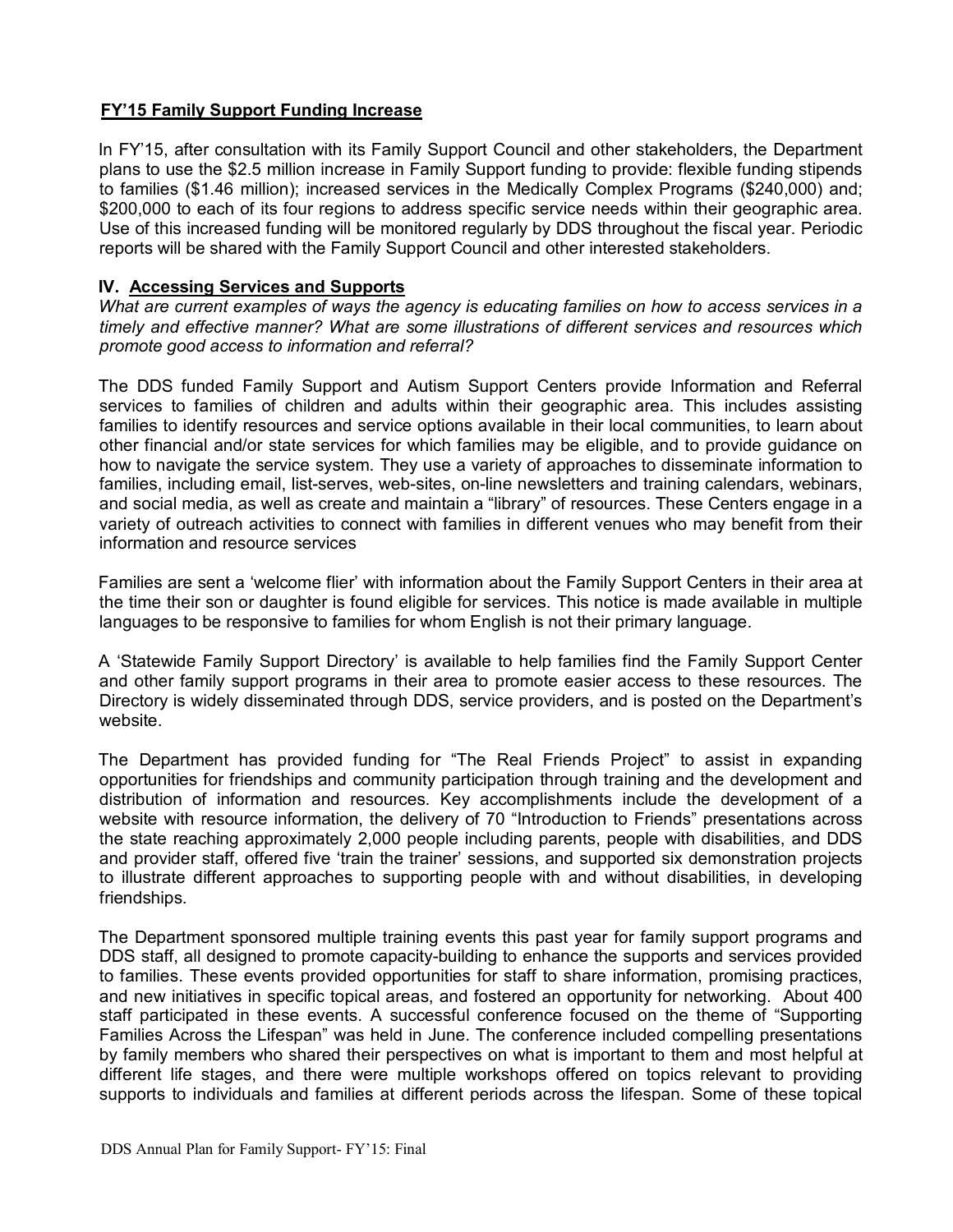**FY'15 Family Support Funding Increase**

In FY'15, after consultation with its Family Support Council and other stakeholders, the Department plans to use the $2.5 million increase in Family Support funding to provide: flexible funding stipends to families ($1.46 million); increased services in the Medically Complex Programs ($240,000) and; $200,000 to each of its four regions to address specific service needs within their geographic area. Use of this increased funding will be monitored regularly by DDS throughout the fiscal year. Periodic reports will be shared with the Family Support Council and other interested stakeholders.

## IV. Accessing Services and Supports

*What are current examples of ways the agency is educating families on how to access services in a timely and effective manner? What are some illustrations of different services and resources which promote good access to information and referral?*

The DDS funded Family Support and Autism Support Centers provide Information and Referral services to families of children and adults within their geographic area. This includes assisting families to identify resources and service options available in their local communities, to learn about other financial and/or state services for which families may be eligible, and to provide guidance on how to navigate the service system. They use a variety of approaches to disseminate information to families, including email, list-serves, web-sites, on-line newsletters and training calendars, webinars, and social media, as well as create and maintain a "library" of resources. These Centers engage in a variety of outreach activities to connect with families in different venues who may benefit from their information and resource services

Families are sent a 'welcome flier' with information about the Family Support Centers in their area at the time their son or daughter is found eligible for services. This notice is made available in multiple languages to be responsive to families for whom English is not their primary language.

A 'Statewide Family Support Directory' is available to help families find the Family Support Center and other family support programs in their area to promote easier access to these resources. The Directory is widely disseminated through DDS, service providers, and is posted on the Department's website.

The Department has provided funding for "The Real Friends Project" to assist in expanding opportunities for friendships and community participation through training and the development and distribution of information and resources. Key accomplishments include the development of a website with resource information, the delivery of 70 "Introduction to Friends" presentations across the state reaching approximately 2,000 people including parents, people with disabilities, and DDS and provider staff, offered five 'train the trainer' sessions, and supported six demonstration projects to illustrate different approaches to supporting people with and without disabilities, in developing friendships.

The Department sponsored multiple training events this past year for family support programs and DDS staff, all designed to promote capacity-building to enhance the supports and services provided to families. These events provided opportunities for staff to share information, promising practices, and new initiatives in specific topical areas, and fostered an opportunity for networking. About 400 staff participated in these events. A successful conference focused on the theme of "Supporting Families Across the Lifespan" was held in June. The conference included compelling presentations by family members who shared their perspectives on what is important to them and most helpful at different life stages, and there were multiple workshops offered on topics relevant to providing supports to individuals and families at different periods across the lifespan. Some of these topical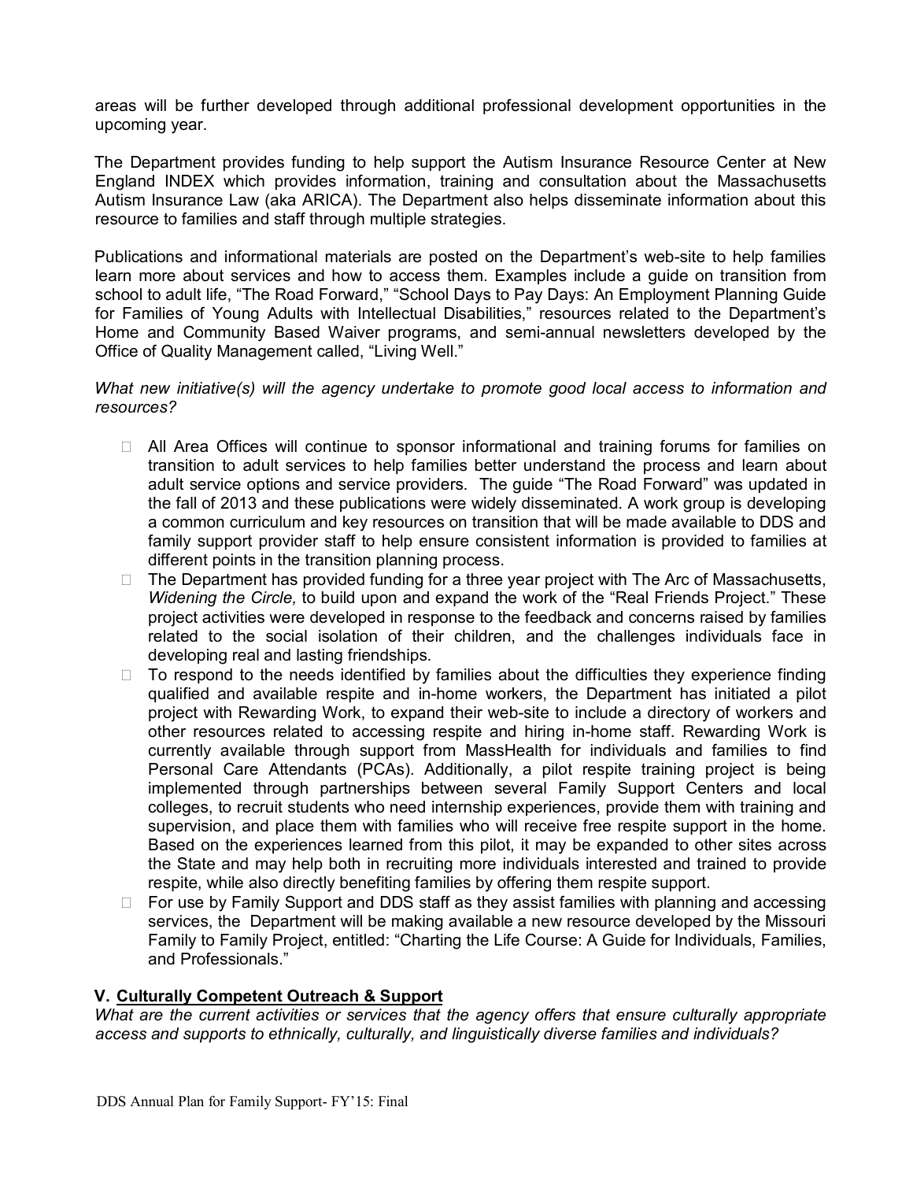areas will be further developed through additional professional development opportunities in the upcoming year.

The Department provides funding to help support the Autism Insurance Resource Center at New England INDEX which provides information, training and consultation about the Massachusetts Autism Insurance Law (aka ARICA). The Department also helps disseminate information about this resource to families and staff through multiple strategies.

Publications and informational materials are posted on the Department's web-site to help families learn more about services and how to access them. Examples include a guide on transition from school to adult life, "The Road Forward," "School Days to Pay Days: An Employment Planning Guide for Families of Young Adults with Intellectual Disabilities," resources related to the Department's Home and Community Based Waiver programs, and semi-annual newsletters developed by the Office of Quality Management called, "Living Well."

*What new initiative(s) will the agency undertake to promote good local access to information and resources?*

- All Area Offices will continue to sponsor informational and training forums for families on transition to adult services to help families better understand the process and learn about adult service options and service providers. The guide "The Road Forward" was updated in the fall of 2013 and these publications were widely disseminated. A work group is developing a common curriculum and key resources on transition that will be made available to DDS and family support provider staff to help ensure consistent information is provided to families at different points in the transition planning process.
- The Department has provided funding for a three year project with The Arc of Massachusetts, *Widening the Circle,* to build upon and expand the work of the "Real Friends Project." These project activities were developed in response to the feedback and concerns raised by families related to the social isolation of their children, and the challenges individuals face in developing real and lasting friendships.
- To respond to the needs identified by families about the difficulties they experience finding qualified and available respite and in-home workers, the Department has initiated a pilot project with Rewarding Work, to expand their web-site to include a directory of workers and other resources related to accessing respite and hiring in-home staff. Rewarding Work is currently available through support from MassHealth for individuals and families to find Personal Care Attendants (PCAs). Additionally, a pilot respite training project is being implemented through partnerships between several Family Support Centers and local colleges, to recruit students who need internship experiences, provide them with training and supervision, and place them with families who will receive free respite support in the home. Based on the experiences learned from this pilot, it may be expanded to other sites across the State and may help both in recruiting more individuals interested and trained to provide respite, while also directly benefiting families by offering them respite support.
- For use by Family Support and DDS staff as they assist families with planning and accessing services, the Department will be making available a new resource developed by the Missouri Family to Family Project, entitled: "Charting the Life Course: A Guide for Individuals, Families, and Professionals."

## V. Culturally Competent Outreach & Support

*What are the current activities or services that the agency offers that ensure culturally appropriate access and supports to ethnically, culturally, and linguistically diverse families and individuals?*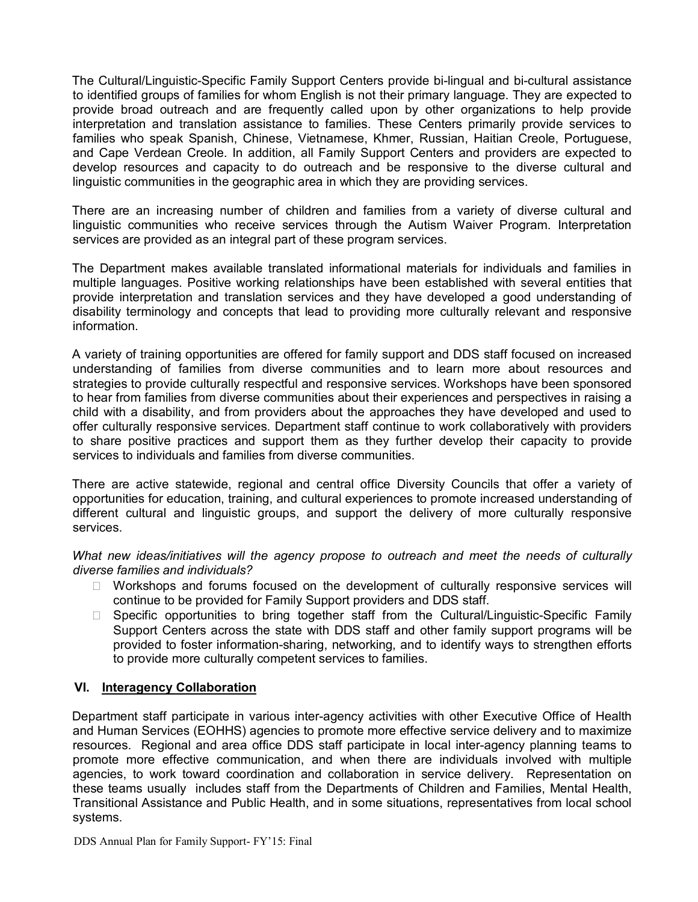The Cultural/Linguistic-Specific Family Support Centers provide bi-lingual and bi-cultural assistance to identified groups of families for whom English is not their primary language. They are expected to provide broad outreach and are frequently called upon by other organizations to help provide interpretation and translation assistance to families. These Centers primarily provide services to families who speak Spanish, Chinese, Vietnamese, Khmer, Russian, Haitian Creole, Portuguese, and Cape Verdean Creole. In addition, all Family Support Centers and providers are expected to develop resources and capacity to do outreach and be responsive to the diverse cultural and linguistic communities in the geographic area in which they are providing services.

There are an increasing number of children and families from a variety of diverse cultural and linguistic communities who receive services through the Autism Waiver Program. Interpretation services are provided as an integral part of these program services.

The Department makes available translated informational materials for individuals and families in multiple languages. Positive working relationships have been established with several entities that provide interpretation and translation services and they have developed a good understanding of disability terminology and concepts that lead to providing more culturally relevant and responsive information.

A variety of training opportunities are offered for family support and DDS staff focused on increased understanding of families from diverse communities and to learn more about resources and strategies to provide culturally respectful and responsive services. Workshops have been sponsored to hear from families from diverse communities about their experiences and perspectives in raising a child with a disability, and from providers about the approaches they have developed and used to offer culturally responsive services. Department staff continue to work collaboratively with providers to share positive practices and support them as they further develop their capacity to provide services to individuals and families from diverse communities.

There are active statewide, regional and central office Diversity Councils that offer a variety of opportunities for education, training, and cultural experiences to promote increased understanding of different cultural and linguistic groups, and support the delivery of more culturally responsive services.

*What new ideas/initiatives will the agency propose to outreach and meet the needs of culturally diverse families and individuals?*

- Workshops and forums focused on the development of culturally responsive services will continue to be provided for Family Support providers and DDS staff.
- Specific opportunities to bring together staff from the Cultural/Linguistic-Specific Family Support Centers across the state with DDS staff and other family support programs will be provided to foster information-sharing, networking, and to identify ways to strengthen efforts to provide more culturally competent services to families.

## VI. Interagency Collaboration

Department staff participate in various inter-agency activities with other Executive Office of Health and Human Services (EOHHS) agencies to promote more effective service delivery and to maximize resources. Regional and area office DDS staff participate in local inter-agency planning teams to promote more effective communication, and when there are individuals involved with multiple agencies, to work toward coordination and collaboration in service delivery. Representation on these teams usually includes staff from the Departments of Children and Families, Mental Health, Transitional Assistance and Public Health, and in some situations, representatives from local school systems.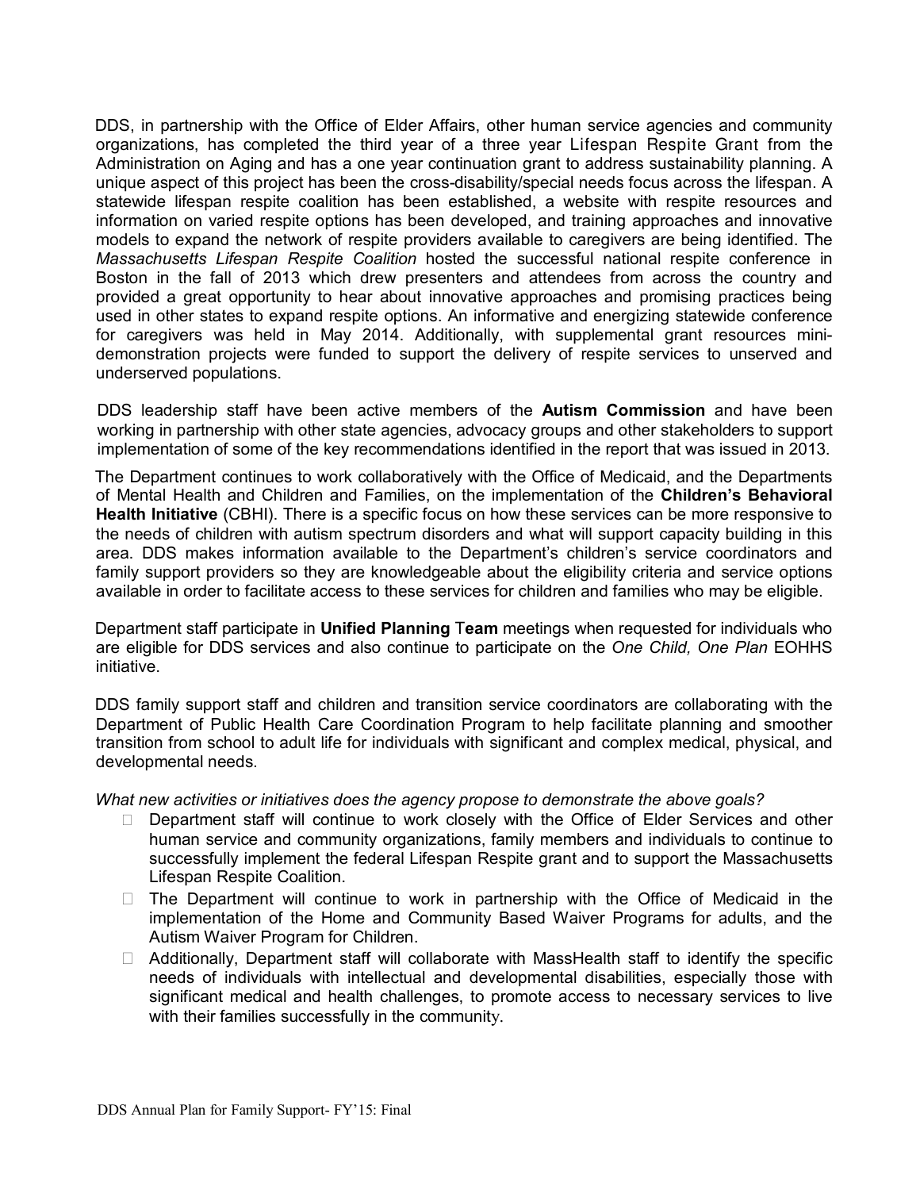DDS, in partnership with the Office of Elder Affairs, other human service agencies and community organizations, has completed the third year of a three year Lifespan Respite Grant from the Administration on Aging and has a one year continuation grant to address sustainability planning. A unique aspect of this project has been the cross-disability/special needs focus across the lifespan. A statewide lifespan respite coalition has been established, a website with respite resources and information on varied respite options has been developed, and training approaches and innovative models to expand the network of respite providers available to caregivers are being identified. The *Massachusetts Lifespan Respite Coalition* hosted the successful national respite conference in Boston in the fall of 2013 which drew presenters and attendees from across the country and provided a great opportunity to hear about innovative approaches and promising practices being used in other states to expand respite options. An informative and energizing statewide conference for caregivers was held in May 2014. Additionally, with supplemental grant resources mini-demonstration projects were funded to support the delivery of respite services to unserved and underserved populations.

DDS leadership staff have been active members of the **Autism Commission** and have been working in partnership with other state agencies, advocacy groups and other stakeholders to support implementation of some of the key recommendations identified in the report that was issued in 2013.

The Department continues to work collaboratively with the Office of Medicaid, and the Departments of Mental Health and Children and Families, on the implementation of the **Children's Behavioral Health Initiative** (CBHI). There is a specific focus on how these services can be more responsive to the needs of children with autism spectrum disorders and what will support capacity building in this area. DDS makes information available to the Department's children's service coordinators and family support providers so they are knowledgeable about the eligibility criteria and service options available in order to facilitate access to these services for children and families who may be eligible.

Department staff participate in **Unified Planning Team** meetings when requested for individuals who are eligible for DDS services and also continue to participate on the *One Child, One Plan* EOHHS initiative.

DDS family support staff and children and transition service coordinators are collaborating with the Department of Public Health Care Coordination Program to help facilitate planning and smoother transition from school to adult life for individuals with significant and complex medical, physical, and developmental needs.

*What new activities or initiatives does the agency propose to demonstrate the above goals?*

- Department staff will continue to work closely with the Office of Elder Services and other human service and community organizations, family members and individuals to continue to successfully implement the federal Lifespan Respite grant and to support the Massachusetts Lifespan Respite Coalition.
- The Department will continue to work in partnership with the Office of Medicaid in the implementation of the Home and Community Based Waiver Programs for adults, and the Autism Waiver Program for Children.
- Additionally, Department staff will collaborate with MassHealth staff to identify the specific needs of individuals with intellectual and developmental disabilities, especially those with significant medical and health challenges, to promote access to necessary services to live with their families successfully in the community.